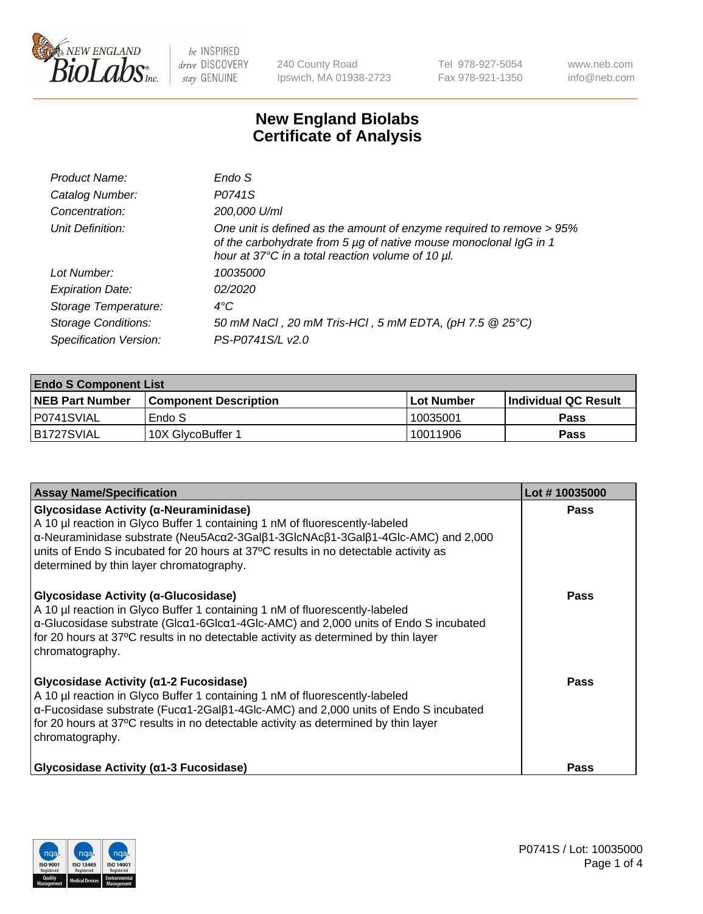New England Biolabs — be INSPIRED drive DISCOVERY stay GENUINE — 240 County Road, Ipswich, MA 01938-2723 — Tel 978-927-5054, Fax 978-921-1350 — www.neb.com, info@neb.com

# New England Biolabs Certificate of Analysis

| | |
|---|---|
| *Product Name:* | *Endo S* |
| *Catalog Number:* | *P0741S* |
| *Concentration:* | *200,000 U/ml* |
| *Unit Definition:* | *One unit is defined as the amount of enzyme required to remove > 95% of the carbohydrate from 5 µg of native mouse monoclonal IgG in 1 hour at 37°C in a total reaction volume of 10 µl.* |
| *Lot Number:* | *10035000* |
| *Expiration Date:* | *02/2020* |
| *Storage Temperature:* | *4°C* |
| *Storage Conditions:* | *50 mM NaCl , 20 mM Tris-HCl , 5 mM EDTA, (pH 7.5 @ 25°C)* |
| *Specification Version:* | *PS-P0741S/L v2.0* |

**Endo S Component List**

| NEB Part Number | Component Description | Lot Number | Individual QC Result |
|---|---|---|---|
| P0741SVIAL | Endo S | 10035001 | **Pass** |
| B1727SVIAL | 10X GlycoBuffer 1 | 10011906 | **Pass** |

| Assay Name/Specification | Lot # 10035000 |
|---|---|
| **Glycosidase Activity (α-Neuraminidase)** A 10 µl reaction in Glyco Buffer 1 containing 1 nM of fluorescently-labeled α-Neuraminidase substrate (Neu5Acα2-3Galβ1-3GlcNAcβ1-3Galβ1-4Glc-AMC) and 2,000 units of Endo S incubated for 20 hours at 37ºC results in no detectable activity as determined by thin layer chromatography. | **Pass** |
| **Glycosidase Activity (α-Glucosidase)** A 10 µl reaction in Glyco Buffer 1 containing 1 nM of fluorescently-labeled α-Glucosidase substrate (Glcα1-6Glcα1-4Glc-AMC) and 2,000 units of Endo S incubated for 20 hours at 37ºC results in no detectable activity as determined by thin layer chromatography. | **Pass** |
| **Glycosidase Activity (α1-2 Fucosidase)** A 10 µl reaction in Glyco Buffer 1 containing 1 nM of fluorescently-labeled α-Fucosidase substrate (Fucα1-2Galβ1-4Glc-AMC) and 2,000 units of Endo S incubated for 20 hours at 37ºC results in no detectable activity as determined by thin layer chromatography. | **Pass** |
| **Glycosidase Activity (α1-3 Fucosidase)** | **Pass** |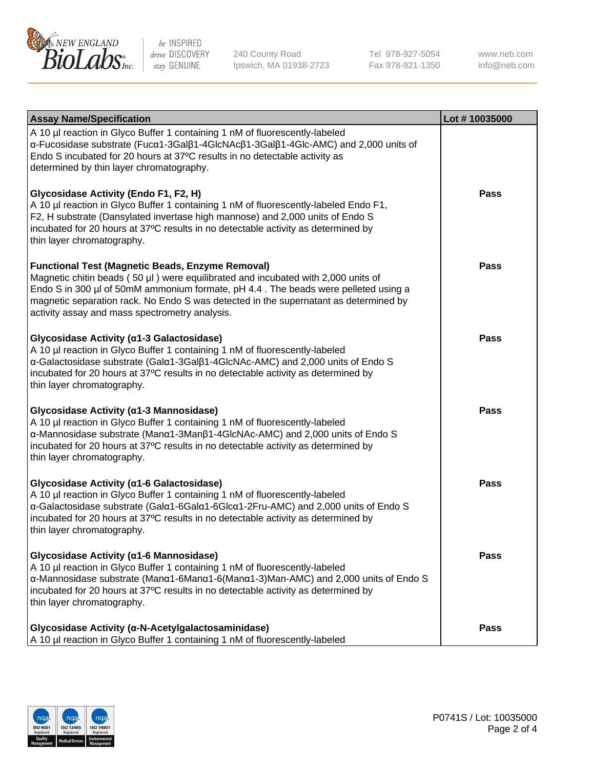| Assay Name/Specification | Lot # 10035000 |
|---|---|
| A 10 µl reaction in Glyco Buffer 1 containing 1 nM of fluorescently-labeled α-Fucosidase substrate (Fucα1-3Galβ1-4GlcNAcβ1-3Galβ1-4Glc-AMC) and 2,000 units of Endo S incubated for 20 hours at 37ºC results in no detectable activity as determined by thin layer chromatography. | |
| **Glycosidase Activity (Endo F1, F2, H)**<br>A 10 µl reaction in Glyco Buffer 1 containing 1 nM of fluorescently-labeled Endo F1, F2, H substrate (Dansylated invertase high mannose) and 2,000 units of Endo S incubated for 20 hours at 37ºC results in no detectable activity as determined by thin layer chromatography. | Pass |
| **Functional Test (Magnetic Beads, Enzyme Removal)**<br>Magnetic chitin beads ( 50 µl ) were equilibrated and incubated with 2,000 units of Endo S in 300 µl of 50mM ammonium formate, pH 4.4 . The beads were pelleted using a magnetic separation rack. No Endo S was detected in the supernatant as determined by activity assay and mass spectrometry analysis. | Pass |
| **Glycosidase Activity (α1-3 Galactosidase)**<br>A 10 µl reaction in Glyco Buffer 1 containing 1 nM of fluorescently-labeled α-Galactosidase substrate (Galα1-3Galβ1-4GlcNAc-AMC) and 2,000 units of Endo S incubated for 20 hours at 37ºC results in no detectable activity as determined by thin layer chromatography. | Pass |
| **Glycosidase Activity (α1-3 Mannosidase)**<br>A 10 µl reaction in Glyco Buffer 1 containing 1 nM of fluorescently-labeled α-Mannosidase substrate (Manα1-3Manβ1-4GlcNAc-AMC) and 2,000 units of Endo S incubated for 20 hours at 37ºC results in no detectable activity as determined by thin layer chromatography. | Pass |
| **Glycosidase Activity (α1-6 Galactosidase)**<br>A 10 µl reaction in Glyco Buffer 1 containing 1 nM of fluorescently-labeled α-Galactosidase substrate (Galα1-6Galα1-6Glcα1-2Fru-AMC) and 2,000 units of Endo S incubated for 20 hours at 37ºC results in no detectable activity as determined by thin layer chromatography. | Pass |
| **Glycosidase Activity (α1-6 Mannosidase)**<br>A 10 µl reaction in Glyco Buffer 1 containing 1 nM of fluorescently-labeled α-Mannosidase substrate (Manα1-6Manα1-6(Manα1-3)Man-AMC) and 2,000 units of Endo S incubated for 20 hours at 37ºC results in no detectable activity as determined by thin layer chromatography. | Pass |
| **Glycosidase Activity (α-N-Acetylgalactosaminidase)**<br>A 10 µl reaction in Glyco Buffer 1 containing 1 nM of fluorescently-labeled | Pass |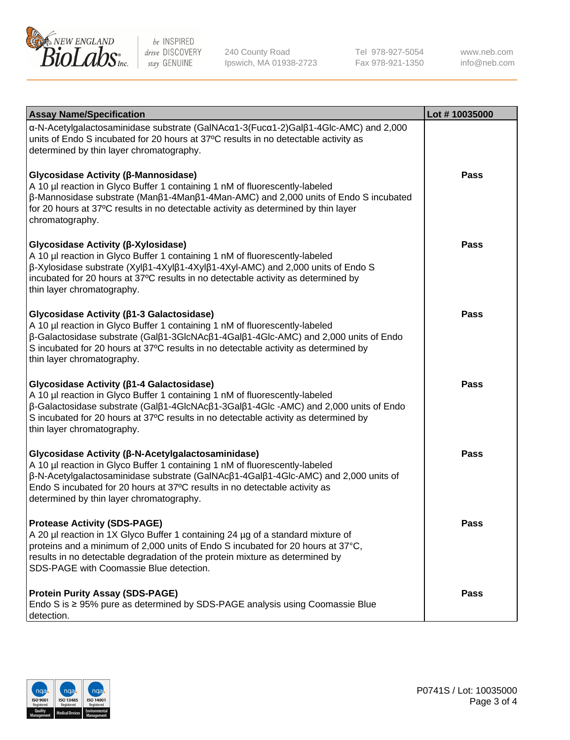| Assay Name/Specification | Lot # 10035000 |
|---|---|
| α-N-Acetylgalactosaminidase substrate (GalNAcα1-3(Fucα1-2)Galβ1-4Glc-AMC) and 2,000 units of Endo S incubated for 20 hours at 37ºC results in no detectable activity as determined by thin layer chromatography. | |
| **Glycosidase Activity (β-Mannosidase)**<br>A 10 µl reaction in Glyco Buffer 1 containing 1 nM of fluorescently-labeled β-Mannosidase substrate (Manβ1-4Manβ1-4Man-AMC) and 2,000 units of Endo S incubated for 20 hours at 37ºC results in no detectable activity as determined by thin layer chromatography. | **Pass** |
| **Glycosidase Activity (β-Xylosidase)**<br>A 10 µl reaction in Glyco Buffer 1 containing 1 nM of fluorescently-labeled β-Xylosidase substrate (Xylβ1-4Xylβ1-4Xylβ1-4Xyl-AMC) and 2,000 units of Endo S incubated for 20 hours at 37ºC results in no detectable activity as determined by thin layer chromatography. | **Pass** |
| **Glycosidase Activity (β1-3 Galactosidase)**<br>A 10 µl reaction in Glyco Buffer 1 containing 1 nM of fluorescently-labeled β-Galactosidase substrate (Galβ1-3GlcNAcβ1-4Galβ1-4Glc-AMC) and 2,000 units of Endo S incubated for 20 hours at 37ºC results in no detectable activity as determined by thin layer chromatography. | **Pass** |
| **Glycosidase Activity (β1-4 Galactosidase)**<br>A 10 µl reaction in Glyco Buffer 1 containing 1 nM of fluorescently-labeled β-Galactosidase substrate (Galβ1-4GlcNAcβ1-3Galβ1-4Glc -AMC) and 2,000 units of Endo S incubated for 20 hours at 37ºC results in no detectable activity as determined by thin layer chromatography. | **Pass** |
| **Glycosidase Activity (β-N-Acetylgalactosaminidase)**<br>A 10 µl reaction in Glyco Buffer 1 containing 1 nM of fluorescently-labeled β-N-Acetylgalactosaminidase substrate (GalNAcβ1-4Galβ1-4Glc-AMC) and 2,000 units of Endo S incubated for 20 hours at 37ºC results in no detectable activity as determined by thin layer chromatography. | **Pass** |
| **Protease Activity (SDS-PAGE)**<br>A 20 µl reaction in 1X Glyco Buffer 1 containing 24 µg of a standard mixture of proteins and a minimum of 2,000 units of Endo S incubated for 20 hours at 37°C, results in no detectable degradation of the protein mixture as determined by SDS-PAGE with Coomassie Blue detection. | **Pass** |
| **Protein Purity Assay (SDS-PAGE)**<br>Endo S is ≥ 95% pure as determined by SDS-PAGE analysis using Coomassie Blue detection. | **Pass** |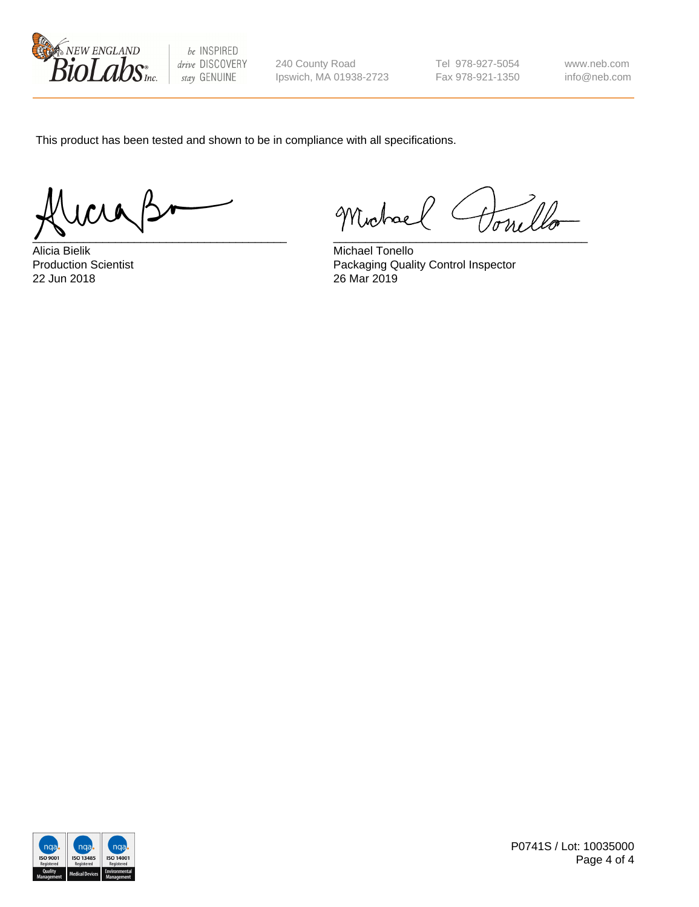This product has been tested and shown to be in compliance with all specifications.

Alicia Bielik
Production Scientist
22 Jun 2018

Michael Tonello
Packaging Quality Control Inspector
26 Mar 2019

P0741S / Lot: 10035000